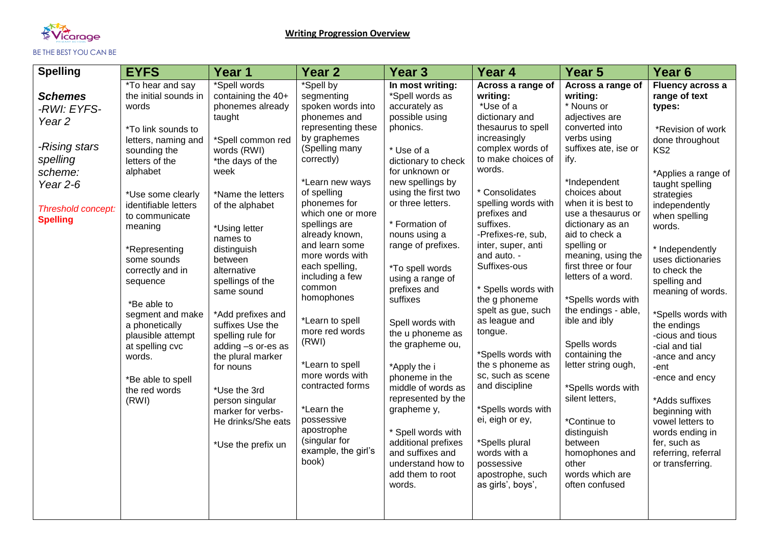Vicarage

BE THE BEST YOU CAN BE

## Writing Progression Overview

| Spelling | EYFS | Year 1 | Year 2 | Year 3 | Year 4 | Year 5 | Year 6 |
|---|---|---|---|---|---|---|---|
| ***Schemes***<br>*-RWI: EYFS-Year 2*<br><br>*-Rising stars spelling scheme: Year 2-6*<br><br>*Threshold concept:* **Spelling** | *To hear and say the initial sounds in words<br><br>*To link sounds to letters, naming and sounding the letters of the alphabet<br><br>*Use some clearly identifiable letters to communicate meaning<br><br>*Representing some sounds correctly and in sequence<br><br>*Be able to segment and make a phonetically plausible attempt at spelling cvc words.<br><br>*Be able to spell the red words (RWI) | *Spell words containing the 40+ phonemes already taught<br><br>*Spell common red words (RWI)<br>*the days of the week<br><br>*Name the letters of the alphabet<br><br>*Using letter names to distinguish between alternative spellings of the same sound<br><br>*Add prefixes and suffixes Use the spelling rule for adding –s or-es as the plural marker for nouns<br><br>*Use the 3rd person singular marker for verbs-He drinks/She eats<br><br>*Use the prefix un | *Spell by segmenting spoken words into phonemes and representing these by graphemes (Spelling many correctly)<br><br>*Learn new ways of spelling phonemes for which one or more spellings are already known, and learn some more words with each spelling, including a few common homophones<br><br>*Learn to spell more red words (RWI)<br><br>*Learn to spell more words with contracted forms<br><br>*Learn the possessive apostrophe (singular for example, the girl's book) | **In most writing:**<br>*Spell words as accurately as possible using phonics.<br><br>* Use of a dictionary to check for unknown or new spellings by using the first two or three letters.<br><br>* Formation of nouns using a range of prefixes.<br><br>*To spell words using a range of prefixes and suffixes<br><br>Spell words with the u phoneme as the grapheme ou,<br><br>*Apply the i phoneme in the middle of words as represented by the grapheme y,<br><br>* Spell words with additional prefixes and suffixes and understand how to add them to root words. | **Across a range of writing:**<br>*Use of a dictionary and thesaurus to spell increasingly complex words of to make choices of words.<br><br>* Consolidates spelling words with prefixes and suffixes.<br>-Prefixes-re, sub, inter, super, anti and auto. -Suffixes-ous<br><br>* Spells words with the g phoneme spelt as gue, such as league and tongue.<br><br>*Spells words with the s phoneme as sc, such as scene and discipline<br><br>*Spells words with ei, eigh or ey,<br><br>*Spells plural words with a possessive apostrophe, such as girls', boys', | **Across a range of writing:**<br>* Nouns or adjectives are converted into verbs using suffixes ate, ise or ify.<br><br>*Independent choices about when it is best to use a thesaurus or dictionary as an aid to check a spelling or meaning, using the first three or four letters of a word.<br><br>*Spells words with the endings - able, ible and ibly<br><br>Spells words containing the letter string ough,<br><br>*Spells words with silent letters,<br><br>*Continue to distinguish between homophones and other words which are often confused | **Fluency across a range of text types:**<br><br>*Revision of work done throughout KS2<br><br>*Applies a range of taught spelling strategies independently when spelling words.<br><br>* Independently uses dictionaries to check the spelling and meaning of words.<br><br>*Spells words with the endings -cious and tious -cial and tial -ance and ancy -ent -ence and ency<br><br>*Adds suffixes beginning with vowel letters to words ending in fer, such as referring, referral or transferring. |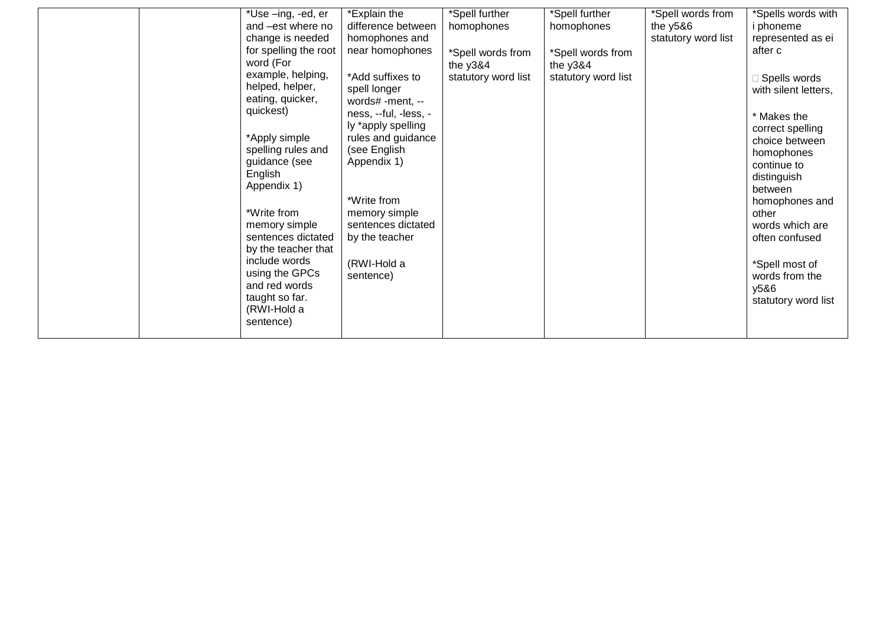|  |  |  |  |  |  |  |  |
|---|---|---|---|---|---|---|---|
|  |  | *Use –ing, -ed, er and –est where no change is needed for spelling the root word (For example, helping, helped, helper, eating, quicker, quickest)<br><br>*Apply simple spelling rules and guidance (see English Appendix 1)<br><br>*Write from memory simple sentences dictated by the teacher that include words using the GPCs and red words taught so far. (RWI-Hold a sentence) | *Explain the difference between homophones and near homophones<br><br>*Add suffixes to spell longer words# -ment, --ness, --ful, -less, -ly *apply spelling rules and guidance (see English Appendix 1)<br><br>*Write from memory simple sentences dictated by the teacher<br><br>(RWI-Hold a sentence) | *Spell further homophones<br><br>*Spell words from the y3&4 statutory word list | *Spell further homophones<br><br>*Spell words from the y3&4 statutory word list | *Spell words from the y5&6 statutory word list | *Spells words with i phoneme represented as ei after c<br><br>□ Spells words with silent letters,<br><br>* Makes the correct spelling choice between homophones continue to distinguish between homophones and other words which are often confused<br><br>*Spell most of words from the y5&6 statutory word list |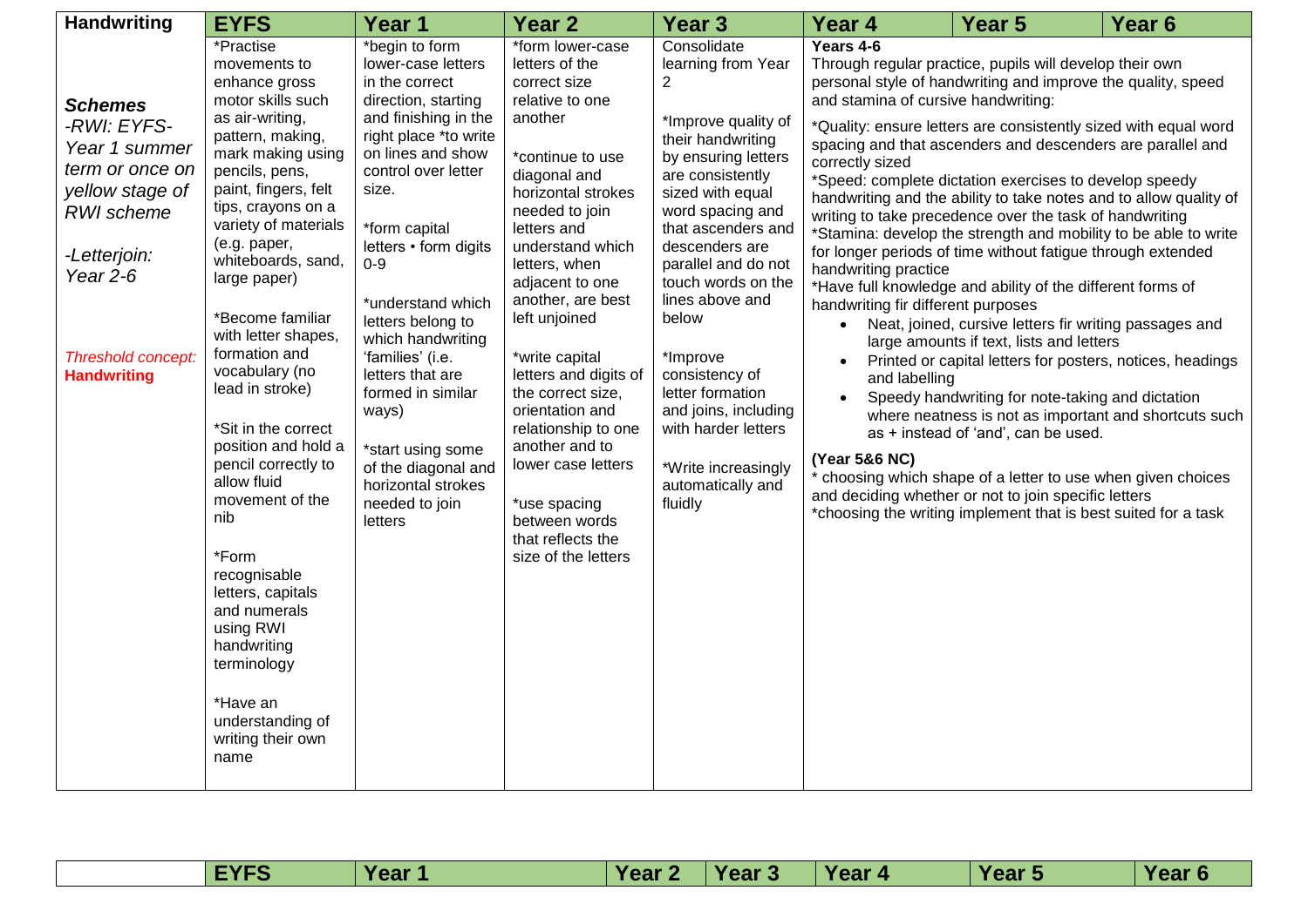| Handwriting | EYFS | Year 1 | Year 2 | Year 3 | Year 4 | Year 5 | Year 6 |
|---|---|---|---|---|---|---|---|
| ***Schemes*** <br> *-RWI: EYFS- Year 1 summer term or once on yellow stage of RWI scheme* <br><br> *-Letterjoin: Year 2-6* <br><br> *Threshold concept:* **Handwriting** | *Practise movements to enhance gross motor skills such as air-writing, pattern, making, mark making using pencils, pens, paint, fingers, felt tips, crayons on a variety of materials (e.g. paper, whiteboards, sand, large paper) <br><br> *Become familiar with letter shapes, formation and vocabulary (no lead in stroke) <br><br> *Sit in the correct position and hold a pencil correctly to allow fluid movement of the nib <br><br> *Form recognisable letters, capitals and numerals using RWI handwriting terminology <br><br> *Have an understanding of writing their own name | *begin to form lower-case letters in the correct direction, starting and finishing in the right place *to write on lines and show control over letter size. <br><br> *form capital letters • form digits 0-9 <br><br> *understand which letters belong to which handwriting 'families' (i.e. letters that are formed in similar ways) <br><br> *start using some of the diagonal and horizontal strokes needed to join letters | *form lower-case letters of the correct size relative to one another <br><br> *continue to use diagonal and horizontal strokes needed to join letters and understand which letters, when adjacent to one another, are best left unjoined <br><br> *write capital letters and digits of the correct size, orientation and relationship to one another and to lower case letters <br><br> *use spacing between words that reflects the size of the letters | Consolidate learning from Year 2 <br><br> *Improve quality of their handwriting by ensuring letters are consistently sized with equal word spacing and that ascenders and descenders are parallel and do not touch words on the lines above and below <br><br> *Improve consistency of letter formation and joins, including with harder letters <br><br> *Write increasingly automatically and fluidly | **Years 4-6** <br> Through regular practice, pupils will develop their own personal style of handwriting and improve the quality, speed and stamina of cursive handwriting: <br><br> *Quality: ensure letters are consistently sized with equal word spacing and that ascenders and descenders are parallel and correctly sized <br> *Speed: complete dictation exercises to develop speedy handwriting and the ability to take notes and to allow quality of writing to take precedence over the task of handwriting <br> *Stamina: develop the strength and mobility to be able to write for longer periods of time without fatigue through extended handwriting practice <br> *Have full knowledge and ability of the different forms of handwriting fir different purposes <br> • Neat, joined, cursive letters fir writing passages and large amounts if text, lists and letters <br> • Printed or capital letters for posters, notices, headings and labelling <br> • Speedy handwriting for note-taking and dictation where neatness is not as important and shortcuts such as + instead of 'and', can be used. <br><br> **(Year 5&6 NC)** <br> * choosing which shape of a letter to use when given choices and deciding whether or not to join specific letters <br> *choosing the writing implement that is best suited for a task | | |

| | EYFS | Year 1 | Year 2 | Year 3 | Year 4 | Year 5 | Year 6 |
|---|---|---|---|---|---|---|---|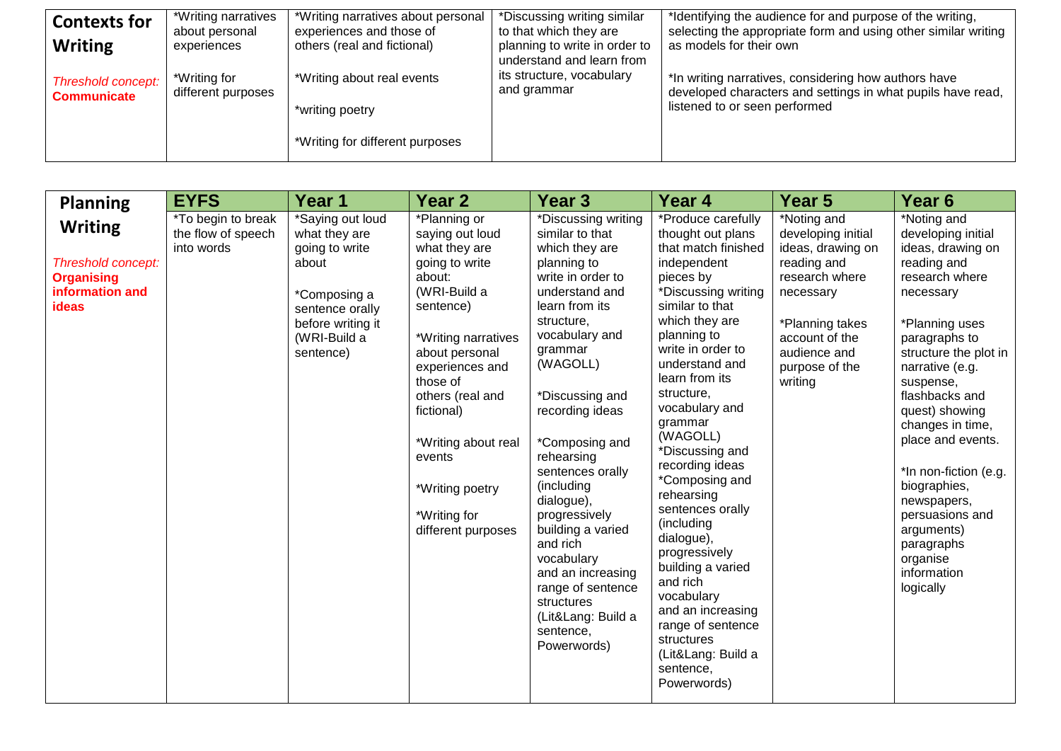| Contexts for Writing<br><br>*Threshold concept:* **Communicate** | *Writing narratives about personal experiences<br><br>*Writing for different purposes | *Writing narratives about personal experiences and those of others (real and fictional)<br><br>*Writing about real events<br><br>*writing poetry<br><br>*Writing for different purposes | *Discussing writing similar to that which they are planning to write in order to understand and learn from its structure, vocabulary and grammar | *Identifying the audience for and purpose of the writing, selecting the appropriate form and using other similar writing as models for their own<br><br>*In writing narratives, considering how authors have developed characters and settings in what pupils have read, listened to or seen performed |
|---|---|---|---|---|

| Planning Writing<br><br>*Threshold concept:* **Organising information and ideas** | EYFS | Year 1 | Year 2 | Year 3 | Year 4 | Year 5 | Year 6 |
|---|---|---|---|---|---|---|---|
| | *To begin to break the flow of speech into words | *Saying out loud what they are going to write about<br><br>*Composing a sentence orally before writing it (WRI-Build a sentence) | *Planning or saying out loud what they are going to write about: (WRI-Build a sentence)<br><br>*Writing narratives about personal experiences and those of others (real and fictional)<br><br>*Writing about real events<br><br>*Writing poetry<br><br>*Writing for different purposes | *Discussing writing similar to that which they are planning to write in order to understand and learn from its structure, vocabulary and grammar (WAGOLL)<br><br>*Discussing and recording ideas<br><br>*Composing and rehearsing sentences orally (including dialogue), progressively building a varied and rich vocabulary and an increasing range of sentence structures (Lit&Lang: Build a sentence, Powerwords) | *Produce carefully thought out plans that match finished independent pieces by<br>*Discussing writing similar to that which they are planning to write in order to understand and learn from its structure, vocabulary and grammar (WAGOLL)<br>*Discussing and recording ideas<br>*Composing and rehearsing sentences orally (including dialogue), progressively building a varied and rich vocabulary and an increasing range of sentence structures (Lit&Lang: Build a sentence, Powerwords) | *Noting and developing initial ideas, drawing on reading and research where necessary<br><br>*Planning takes account of the audience and purpose of the writing | *Noting and developing initial ideas, drawing on reading and research where necessary<br><br>*Planning uses paragraphs to structure the plot in narrative (e.g. suspense, flashbacks and quest) showing changes in time, place and events.<br><br>*In non-fiction (e.g. biographies, newspapers, persuasions and arguments) paragraphs organise information logically |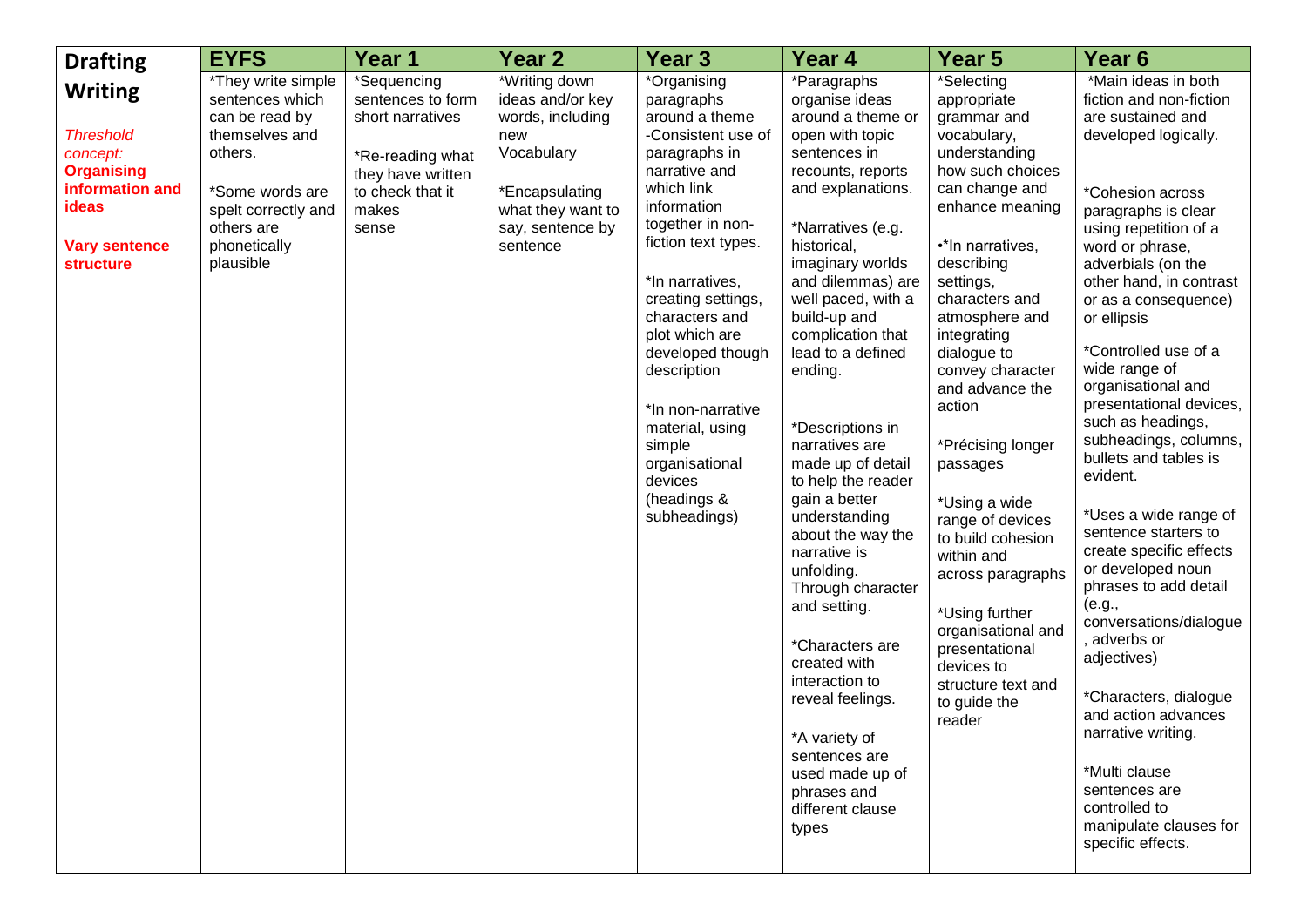| **Drafting Writing**<br><br>*Threshold concept:*<br>**Organising information and ideas**<br><br>**Vary sentence structure** | **EYFS** | **Year 1** | **Year 2** | **Year 3** | **Year 4** | **Year 5** | **Year 6** |
|---|---|---|---|---|---|---|---|
| | *They write simple sentences which can be read by themselves and others.<br><br>*Some words are spelt correctly and others are phonetically plausible | *Sequencing sentences to form short narratives<br><br>*Re-reading what they have written to check that it makes sense | *Writing down ideas and/or key words, including new Vocabulary<br><br>*Encapsulating what they want to say, sentence by sentence | *Organising paragraphs around a theme -Consistent use of paragraphs in narrative and which link information together in non-fiction text types.<br><br>*In narratives, creating settings, characters and plot which are developed though description<br><br>*In non-narrative material, using simple organisational devices (headings & subheadings) | *Paragraphs organise ideas around a theme or open with topic sentences in recounts, reports and explanations.<br><br>*Narratives (e.g. historical, imaginary worlds and dilemmas) are well paced, with a build-up and complication that lead to a defined ending.<br><br>*Descriptions in narratives are made up of detail to help the reader gain a better understanding about the way the narrative is unfolding. Through character and setting.<br><br>*Characters are created with interaction to reveal feelings.<br><br>*A variety of sentences are used made up of phrases and different clause types | *Selecting appropriate grammar and vocabulary, understanding how such choices can change and enhance meaning<br><br>•*In narratives, describing settings, characters and atmosphere and integrating dialogue to convey character and advance the action<br><br>*Précising longer passages<br><br>*Using a wide range of devices to build cohesion within and across paragraphs<br><br>*Using further organisational and presentational devices to structure text and to guide the reader | *Main ideas in both fiction and non-fiction are sustained and developed logically.<br><br>*Cohesion across paragraphs is clear using repetition of a word or phrase, adverbials (on the other hand, in contrast or as a consequence) or ellipsis<br><br>*Controlled use of a wide range of organisational and presentational devices, such as headings, subheadings, columns, bullets and tables is evident.<br><br>*Uses a wide range of sentence starters to create specific effects or developed noun phrases to add detail (e.g., conversations/dialogue, adverbs or adjectives)<br><br>*Characters, dialogue and action advances narrative writing.<br><br>*Multi clause sentences are controlled to manipulate clauses for specific effects. |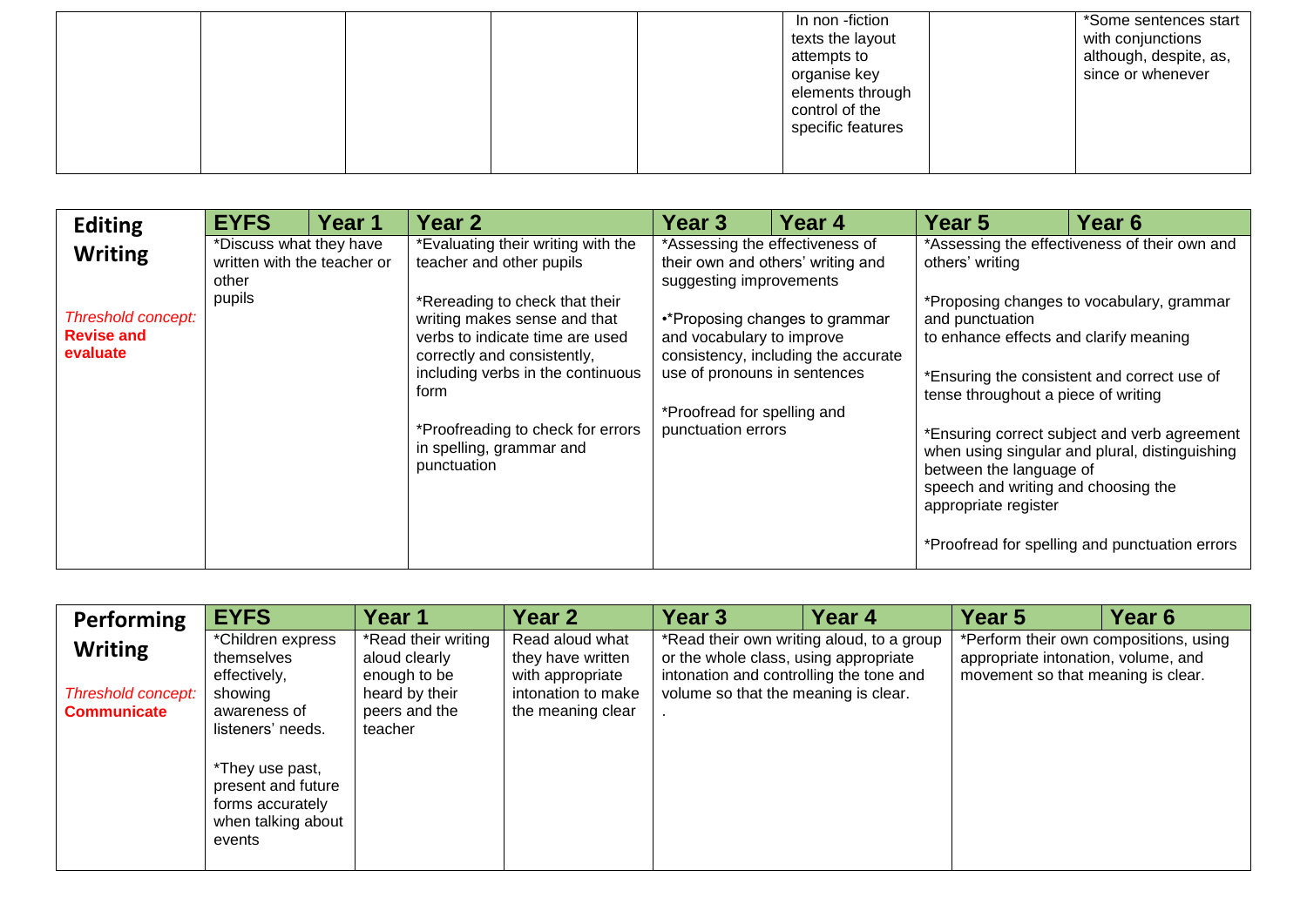| | | | | | | |
|---|---|---|---|---|---|---|
| | | | | In non -fiction texts the layout attempts to organise key elements through control of the specific features | | *Some sentences start with conjunctions although, despite, as, since or whenever |

| **Editing Writing** | EYFS | Year 1 | Year 2 | Year 3 | Year 4 | Year 5 | Year 6 |
|---|---|---|---|---|---|---|---|
| *Threshold concept:* **Revise and evaluate** | *Discuss what they have written with the teacher or other pupils | | *Evaluating their writing with the teacher and other pupils<br><br>*Rereading to check that their writing makes sense and that verbs to indicate time are used correctly and consistently, including verbs in the continuous form<br><br>*Proofreading to check for errors in spelling, grammar and punctuation | *Assessing the effectiveness of their own and others' writing and suggesting improvements<br><br>•*Proposing changes to grammar and vocabulary to improve consistency, including the accurate use of pronouns in sentences<br><br>*Proofread for spelling and punctuation errors | | *Assessing the effectiveness of their own and others' writing<br><br>*Proposing changes to vocabulary, grammar and punctuation to enhance effects and clarify meaning<br><br>*Ensuring the consistent and correct use of tense throughout a piece of writing<br><br>*Ensuring correct subject and verb agreement when using singular and plural, distinguishing between the language of speech and writing and choosing the appropriate register<br><br>*Proofread for spelling and punctuation errors | |

| **Performing Writing** | EYFS | Year 1 | Year 2 | Year 3 | Year 4 | Year 5 | Year 6 |
|---|---|---|---|---|---|---|---|
| *Threshold concept:* **Communicate** | *Children express themselves effectively, showing awareness of listeners' needs.<br><br>*They use past, present and future forms accurately when talking about events | *Read their writing aloud clearly enough to be heard by their peers and the teacher | Read aloud what they have written with appropriate intonation to make the meaning clear | *Read their own writing aloud, to a group or the whole class, using appropriate intonation and controlling the tone and volume so that the meaning is clear.<br>. | | *Perform their own compositions, using appropriate intonation, volume, and movement so that meaning is clear. | |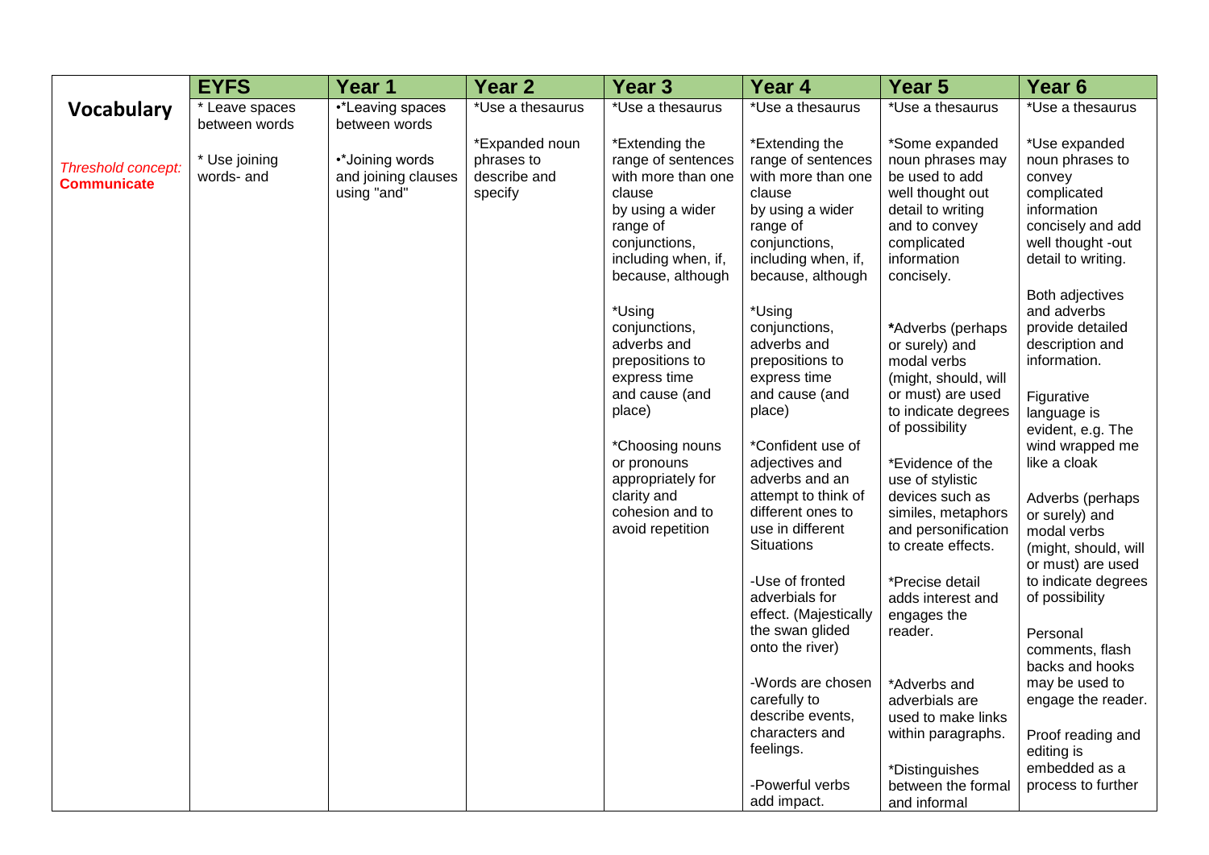| | EYFS | Year 1 | Year 2 | Year 3 | Year 4 | Year 5 | Year 6 |
|---|---|---|---|---|---|---|---|
| **Vocabulary**<br><br>*Threshold concept:* **Communicate** | * Leave spaces between words<br><br>* Use joining words- and | •*Leaving spaces between words<br><br>•*Joining words and joining clauses using "and" | *Use a thesaurus<br><br>*Expanded noun phrases to describe and specify | *Use a thesaurus<br><br>*Extending the range of sentences with more than one clause by using a wider range of conjunctions, including when, if, because, although<br><br>*Using conjunctions, adverbs and prepositions to express time and cause (and place)<br><br>*Choosing nouns or pronouns appropriately for clarity and cohesion and to avoid repetition | *Use a thesaurus<br><br>*Extending the range of sentences with more than one clause by using a wider range of conjunctions, including when, if, because, although<br><br>*Using conjunctions, adverbs and prepositions to express time and cause (and place)<br><br>*Confident use of adjectives and adverbs and an attempt to think of different ones to use in different Situations<br><br>-Use of fronted adverbials for effect. (Majestically the swan glided onto the river)<br><br>-Words are chosen carefully to describe events, characters and feelings.<br><br>-Powerful verbs add impact. | *Use a thesaurus<br><br>*Some expanded noun phrases may be used to add well thought out detail to writing and to convey complicated information concisely.<br><br>***Adverbs (perhaps or surely) and modal verbs (might, should, will or must) are used to indicate degrees of possibility<br><br>*Evidence of the use of stylistic devices such as similes, metaphors and personification to create effects.<br><br>*Precise detail adds interest and engages the reader.<br><br>*Adverbs and adverbials are used to make links within paragraphs.<br><br>*Distinguishes between the formal and informal | *Use a thesaurus<br><br>*Use expanded noun phrases to convey complicated information concisely and add well thought -out detail to writing.<br><br>Both adjectives and adverbs provide detailed description and information.<br><br>Figurative language is evident, e.g. The wind wrapped me like a cloak<br><br>Adverbs (perhaps or surely) and modal verbs (might, should, will or must) are used to indicate degrees of possibility<br><br>Personal comments, flash backs and hooks may be used to engage the reader.<br><br>Proof reading and editing is embedded as a process to further |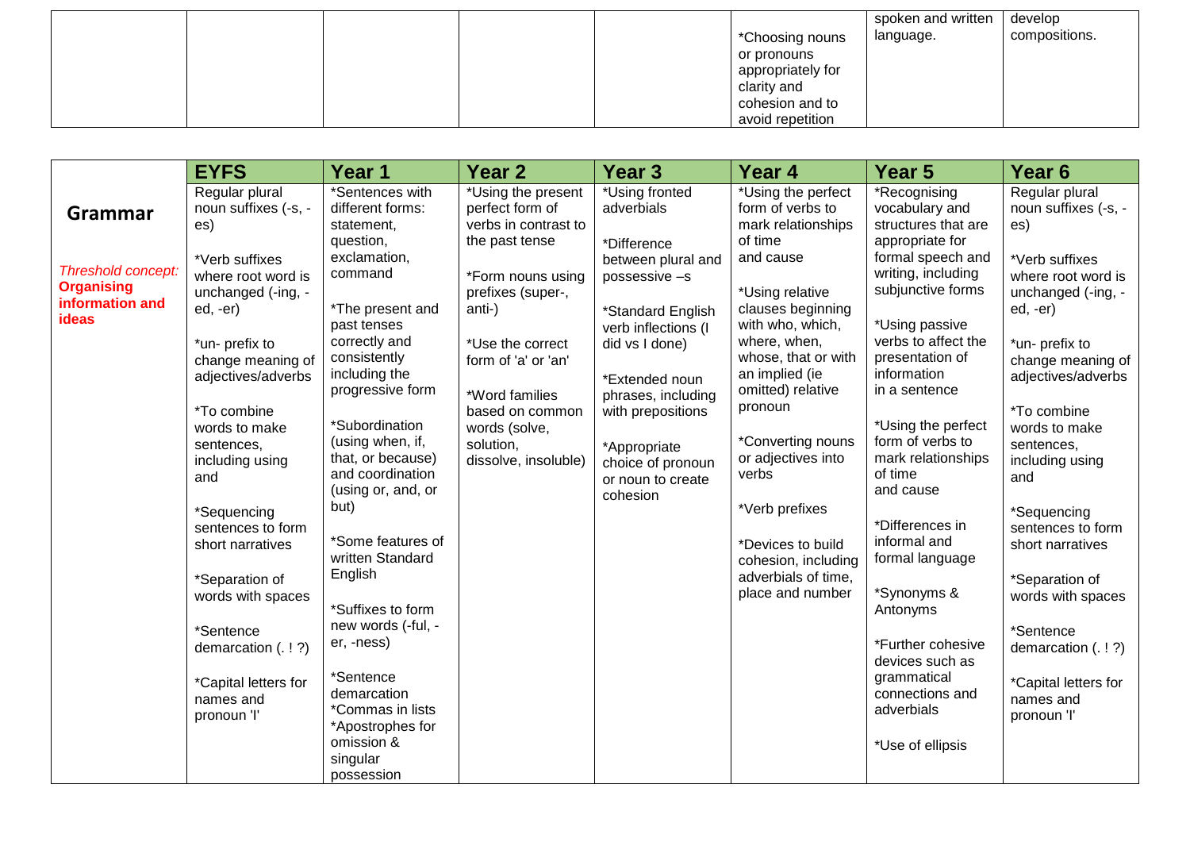| | | | | | | | |
|---|---|---|---|---|---|---|---|
| | | | | | *Choosing nouns or pronouns appropriately for clarity and cohesion and to avoid repetition | spoken and written language. | develop compositions. |

| | EYFS | Year 1 | Year 2 | Year 3 | Year 4 | Year 5 | Year 6 |
|---|---|---|---|---|---|---|---|
| **Grammar**<br><br>*Threshold concept:* **Organising information and ideas** | Regular plural noun suffixes (-s, -es)<br><br>*Verb suffixes where root word is unchanged (-ing, -ed, -er)<br><br>*un- prefix to change meaning of adjectives/adverbs<br><br>*To combine words to make sentences, including using and<br><br>*Sequencing sentences to form short narratives<br><br>*Separation of words with spaces<br><br>*Sentence demarcation (. ! ?)<br><br>*Capital letters for names and pronoun 'I' | *Sentences with different forms: statement, question, exclamation, command<br><br>*The present and past tenses correctly and consistently including the progressive form<br><br>*Subordination (using when, if, that, or because) and coordination (using or, and, or but)<br><br>*Some features of written Standard English<br><br>*Suffixes to form new words (-ful, -er, -ness)<br><br>*Sentence demarcation<br>*Commas in lists<br>*Apostrophes for omission & singular possession | *Using the present perfect form of verbs in contrast to the past tense<br><br>*Form nouns using prefixes (super-, anti-)<br><br>*Use the correct form of 'a' or 'an'<br><br>*Word families based on common words (solve, solution, dissolve, insoluble) | *Using fronted adverbials<br><br>*Difference between plural and possessive –s<br><br>*Standard English verb inflections (I did vs I done)<br><br>*Extended noun phrases, including with prepositions<br><br>*Appropriate choice of pronoun or noun to create cohesion | *Using the perfect form of verbs to mark relationships of time and cause<br><br>*Using relative clauses beginning with who, which, where, when, whose, that or with an implied (ie omitted) relative pronoun<br><br>*Converting nouns or adjectives into verbs<br><br>*Verb prefixes<br><br>*Devices to build cohesion, including adverbials of time, place and number | *Recognising vocabulary and structures that are appropriate for formal speech and writing, including subjunctive forms<br><br>*Using passive verbs to affect the presentation of information in a sentence<br><br>*Using the perfect form of verbs to mark relationships of time and cause<br><br>*Differences in informal and formal language<br><br>*Synonyms & Antonyms<br><br>*Further cohesive devices such as grammatical connections and adverbials<br><br>*Use of ellipsis | Regular plural noun suffixes (-s, -es)<br><br>*Verb suffixes where root word is unchanged (-ing, -ed, -er)<br><br>*un- prefix to change meaning of adjectives/adverbs<br><br>*To combine words to make sentences, including using and<br><br>*Sequencing sentences to form short narratives<br><br>*Separation of words with spaces<br><br>*Sentence demarcation (. ! ?)<br><br>*Capital letters for names and pronoun 'I' |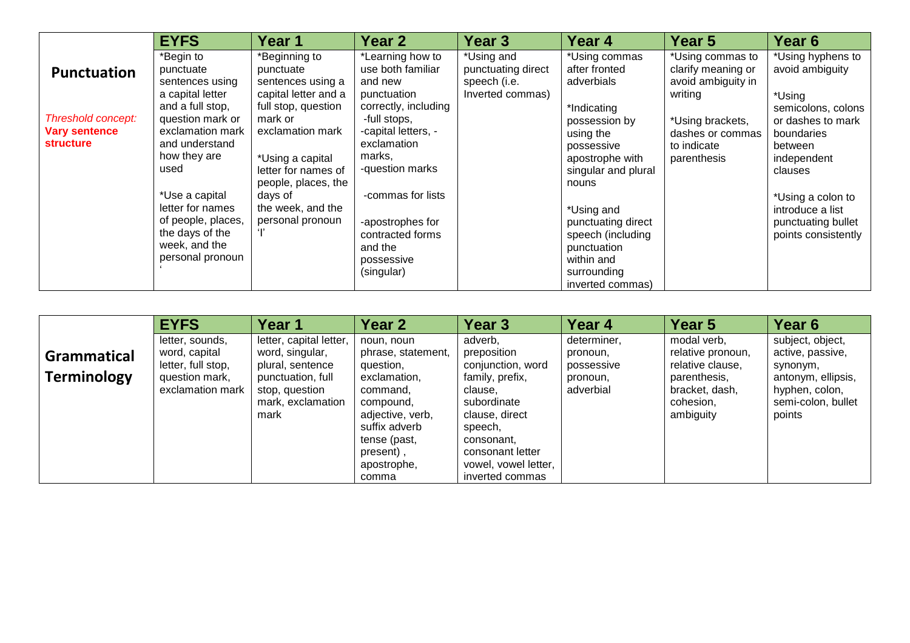| | EYFS | Year 1 | Year 2 | Year 3 | Year 4 | Year 5 | Year 6 |
|---|---|---|---|---|---|---|---|
| **Punctuation**<br><br>*Threshold concept:* **Vary sentence structure** | *Begin to punctuate sentences using a capital letter and a full stop, question mark or exclamation mark and understand how they are used<br><br>*Use a capital letter for names of people, places, the days of the week, and the personal pronoun ' | *Beginning to punctuate sentences using a capital letter and a full stop, question mark or exclamation mark<br><br>*Using a capital letter for names of people, places, the days of the week, and the personal pronoun 'I' | *Learning how to use both familiar and new punctuation correctly, including<br>-full stops,<br>-capital letters, -exclamation marks,<br>-question marks<br><br>-commas for lists<br><br>-apostrophes for contracted forms and the possessive (singular) | *Using and punctuating direct speech (i.e. Inverted commas) | *Using commas after fronted adverbials<br><br>*Indicating possession by using the possessive apostrophe with singular and plural nouns<br><br>*Using and punctuating direct speech (including punctuation within and surrounding inverted commas) | *Using commas to clarify meaning or avoid ambiguity in writing<br><br>*Using brackets, dashes or commas to indicate parenthesis | *Using hyphens to avoid ambiguity<br><br>*Using semicolons, colons or dashes to mark boundaries between independent clauses<br><br>*Using a colon to introduce a list punctuating bullet points consistently |

| | EYFS | Year 1 | Year 2 | Year 3 | Year 4 | Year 5 | Year 6 |
|---|---|---|---|---|---|---|---|
| **Grammatical Terminology** | letter, sounds, word, capital letter, full stop, question mark, exclamation mark | letter, capital letter, word, singular, plural, sentence punctuation, full stop, question mark, exclamation mark | noun, noun phrase, statement, question, exclamation, command, compound, adjective, verb, suffix adverb tense (past, present) , apostrophe, comma | adverb, preposition conjunction, word family, prefix, clause, subordinate clause, direct speech, consonant, consonant letter vowel, vowel letter, inverted commas | determiner, pronoun, possessive pronoun, adverbial | modal verb, relative pronoun, relative clause, parenthesis, bracket, dash, cohesion, ambiguity | subject, object, active, passive, synonym, antonym, ellipsis, hyphen, colon, semi-colon, bullet points |